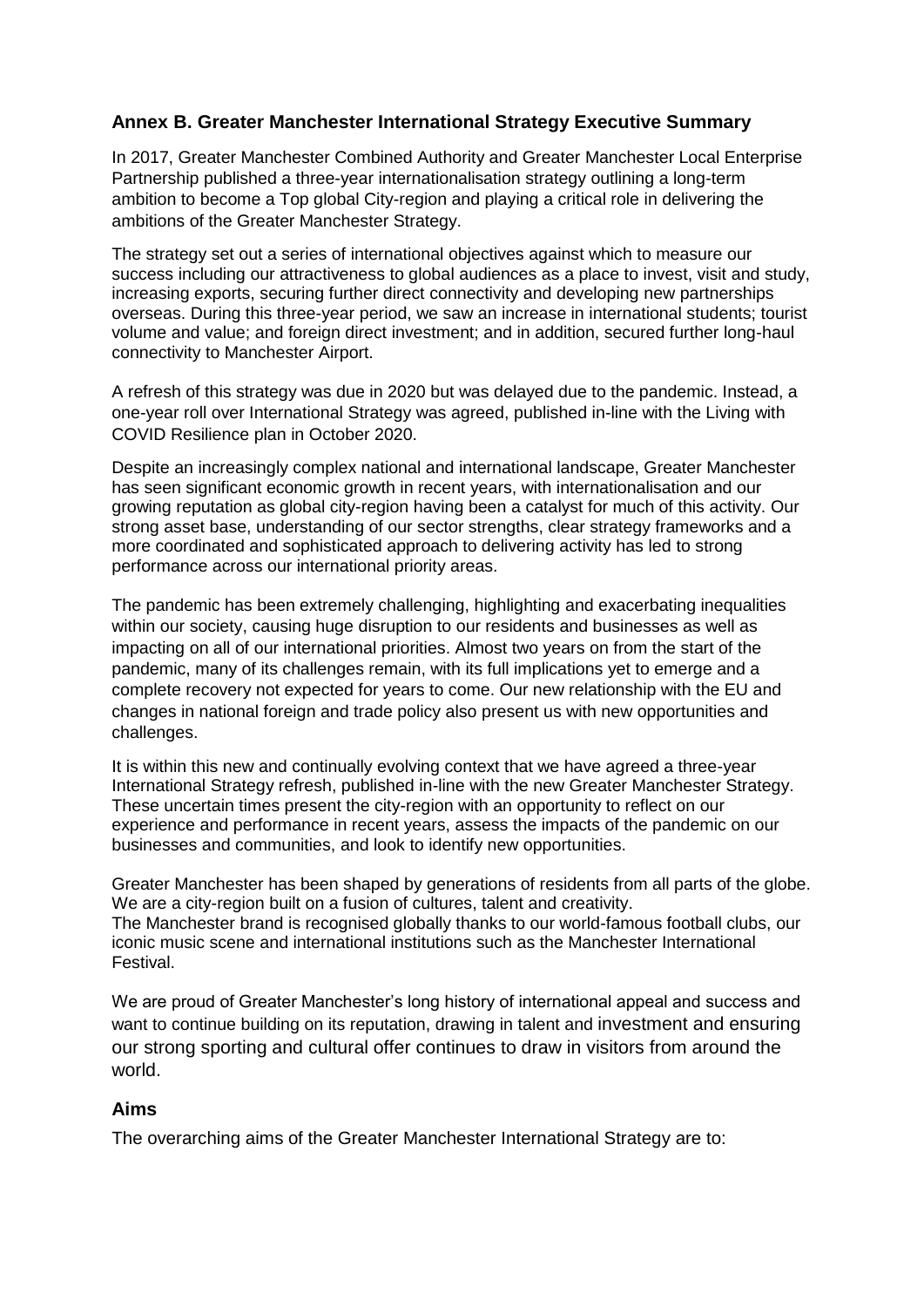## Annex B. Greater Manchester International Strategy Executive Summary

In 2017, Greater Manchester Combined Authority and Greater Manchester Local Enterprise Partnership published a three-year internationalisation strategy outlining a long-term ambition to become a Top global City-region and playing a critical role in delivering the ambitions of the Greater Manchester Strategy.

The strategy set out a series of international objectives against which to measure our success including our attractiveness to global audiences as a place to invest, visit and study, increasing exports, securing further direct connectivity and developing new partnerships overseas. During this three-year period, we saw an increase in international students; tourist volume and value; and foreign direct investment; and in addition, secured further long-haul connectivity to Manchester Airport.

A refresh of this strategy was due in 2020 but was delayed due to the pandemic. Instead, a one-year roll over International Strategy was agreed, published in-line with the Living with COVID Resilience plan in October 2020.

Despite an increasingly complex national and international landscape, Greater Manchester has seen significant economic growth in recent years, with internationalisation and our growing reputation as global city-region having been a catalyst for much of this activity. Our strong asset base, understanding of our sector strengths, clear strategy frameworks and a more coordinated and sophisticated approach to delivering activity has led to strong performance across our international priority areas.

The pandemic has been extremely challenging, highlighting and exacerbating inequalities within our society, causing huge disruption to our residents and businesses as well as impacting on all of our international priorities. Almost two years on from the start of the pandemic, many of its challenges remain, with its full implications yet to emerge and a complete recovery not expected for years to come. Our new relationship with the EU and changes in national foreign and trade policy also present us with new opportunities and challenges.

It is within this new and continually evolving context that we have agreed a three-year International Strategy refresh, published in-line with the new Greater Manchester Strategy. These uncertain times present the city-region with an opportunity to reflect on our experience and performance in recent years, assess the impacts of the pandemic on our businesses and communities, and look to identify new opportunities.

Greater Manchester has been shaped by generations of residents from all parts of the globe. We are a city-region built on a fusion of cultures, talent and creativity.
The Manchester brand is recognised globally thanks to our world-famous football clubs, our iconic music scene and international institutions such as the Manchester International Festival.

We are proud of Greater Manchester's long history of international appeal and success and want to continue building on its reputation, drawing in talent and investment and ensuring our strong sporting and cultural offer continues to draw in visitors from around the world.

### Aims

The overarching aims of the Greater Manchester International Strategy are to: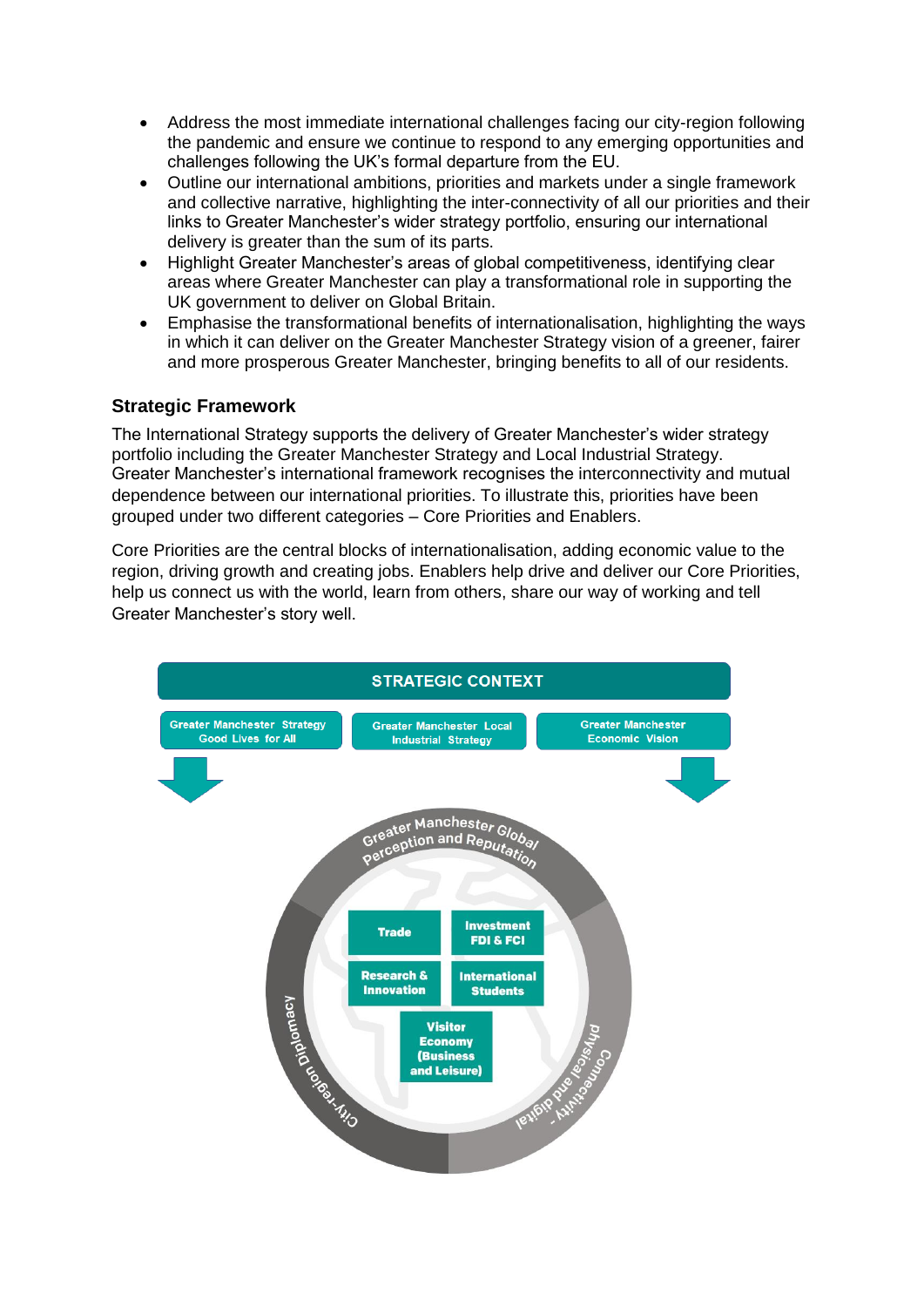- Address the most immediate international challenges facing our city-region following the pandemic and ensure we continue to respond to any emerging opportunities and challenges following the UK's formal departure from the EU.
- Outline our international ambitions, priorities and markets under a single framework and collective narrative, highlighting the inter-connectivity of all our priorities and their links to Greater Manchester's wider strategy portfolio, ensuring our international delivery is greater than the sum of its parts.
- Highlight Greater Manchester's areas of global competitiveness, identifying clear areas where Greater Manchester can play a transformational role in supporting the UK government to deliver on Global Britain.
- Emphasise the transformational benefits of internationalisation, highlighting the ways in which it can deliver on the Greater Manchester Strategy vision of a greener, fairer and more prosperous Greater Manchester, bringing benefits to all of our residents.

## Strategic Framework

The International Strategy supports the delivery of Greater Manchester's wider strategy portfolio including the Greater Manchester Strategy and Local Industrial Strategy. Greater Manchester's international framework recognises the interconnectivity and mutual dependence between our international priorities. To illustrate this, priorities have been grouped under two different categories – Core Priorities and Enablers.

Core Priorities are the central blocks of internationalisation, adding economic value to the region, driving growth and creating jobs. Enablers help drive and deliver our Core Priorities, help us connect us with the world, learn from others, share our way of working and tell Greater Manchester's story well.

STRATEGIC CONTEXT

Greater Manchester Strategy Good Lives for All

Greater Manchester Local Industrial Strategy

Greater Manchester Economic Vision

Greater Manchester Global Perception and Reputation

Trade

Investment FDI & FCI

Research & Innovation

International Students

Visitor Economy (Business and Leisure)

City-region Diplomacy

Connectivity - physical and digital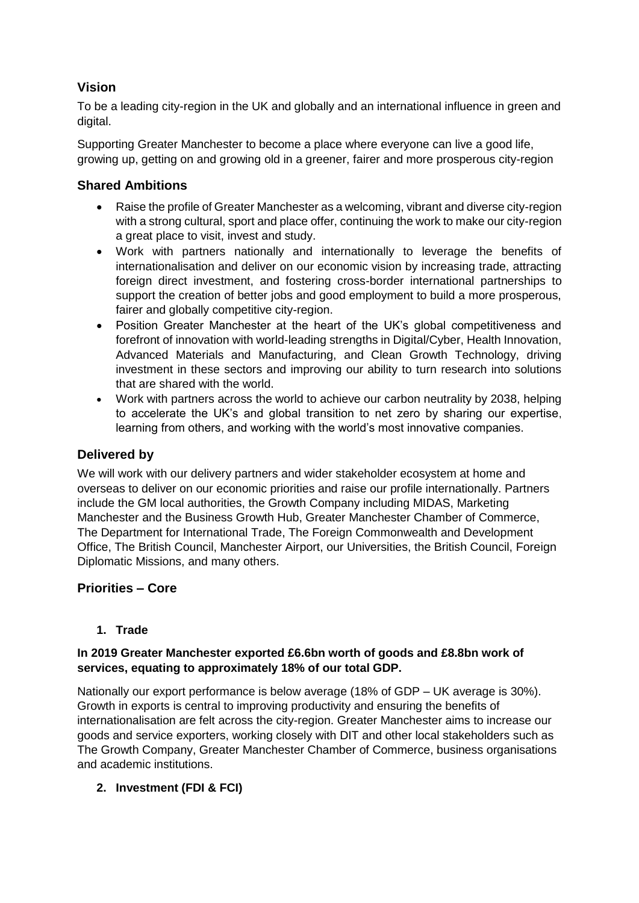## Vision

To be a leading city-region in the UK and globally and an international influence in green and digital.

Supporting Greater Manchester to become a place where everyone can live a good life, growing up, getting on and growing old in a greener, fairer and more prosperous city-region

## Shared Ambitions

- Raise the profile of Greater Manchester as a welcoming, vibrant and diverse city-region with a strong cultural, sport and place offer, continuing the work to make our city-region a great place to visit, invest and study.
- Work with partners nationally and internationally to leverage the benefits of internationalisation and deliver on our economic vision by increasing trade, attracting foreign direct investment, and fostering cross-border international partnerships to support the creation of better jobs and good employment to build a more prosperous, fairer and globally competitive city-region.
- Position Greater Manchester at the heart of the UK's global competitiveness and forefront of innovation with world-leading strengths in Digital/Cyber, Health Innovation, Advanced Materials and Manufacturing, and Clean Growth Technology, driving investment in these sectors and improving our ability to turn research into solutions that are shared with the world.
- Work with partners across the world to achieve our carbon neutrality by 2038, helping to accelerate the UK's and global transition to net zero by sharing our expertise, learning from others, and working with the world's most innovative companies.

## Delivered by

We will work with our delivery partners and wider stakeholder ecosystem at home and overseas to deliver on our economic priorities and raise our profile internationally. Partners include the GM local authorities, the Growth Company including MIDAS, Marketing Manchester and the Business Growth Hub, Greater Manchester Chamber of Commerce, The Department for International Trade, The Foreign Commonwealth and Development Office, The British Council, Manchester Airport, our Universities, the British Council, Foreign Diplomatic Missions, and many others.

## Priorities – Core

### 1. Trade

**In 2019 Greater Manchester exported £6.6bn worth of goods and £8.8bn work of services, equating to approximately 18% of our total GDP.**

Nationally our export performance is below average (18% of GDP – UK average is 30%). Growth in exports is central to improving productivity and ensuring the benefits of internationalisation are felt across the city-region. Greater Manchester aims to increase our goods and service exporters, working closely with DIT and other local stakeholders such as The Growth Company, Greater Manchester Chamber of Commerce, business organisations and academic institutions.

### 2. Investment (FDI & FCI)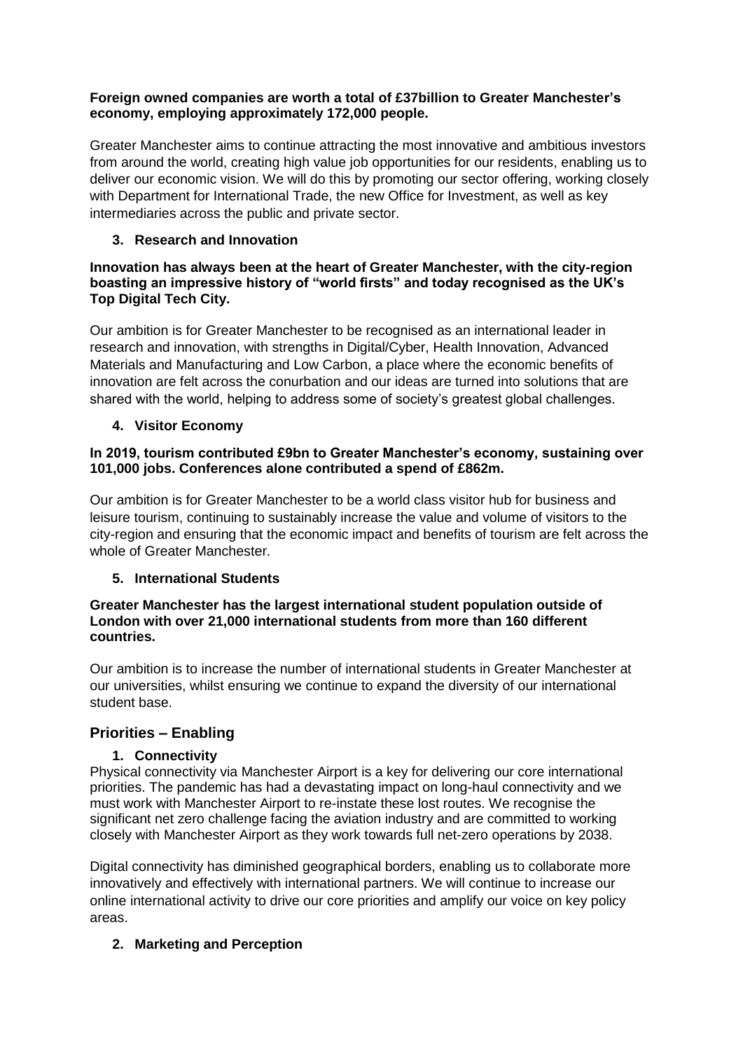**Foreign owned companies are worth a total of £37billion to Greater Manchester's economy, employing approximately 172,000 people.**

Greater Manchester aims to continue attracting the most innovative and ambitious investors from around the world, creating high value job opportunities for our residents, enabling us to deliver our economic vision. We will do this by promoting our sector offering, working closely with Department for International Trade, the new Office for Investment, as well as key intermediaries across the public and private sector.

3. **Research and Innovation**

**Innovation has always been at the heart of Greater Manchester, with the city-region boasting an impressive history of "world firsts" and today recognised as the UK's Top Digital Tech City.**

Our ambition is for Greater Manchester to be recognised as an international leader in research and innovation, with strengths in Digital/Cyber, Health Innovation, Advanced Materials and Manufacturing and Low Carbon, a place where the economic benefits of innovation are felt across the conurbation and our ideas are turned into solutions that are shared with the world, helping to address some of society's greatest global challenges.

4. **Visitor Economy**

**In 2019, tourism contributed £9bn to Greater Manchester's economy, sustaining over 101,000 jobs. Conferences alone contributed a spend of £862m.**

Our ambition is for Greater Manchester to be a world class visitor hub for business and leisure tourism, continuing to sustainably increase the value and volume of visitors to the city-region and ensuring that the economic impact and benefits of tourism are felt across the whole of Greater Manchester.

5. **International Students**

**Greater Manchester has the largest international student population outside of London with over 21,000 international students from more than 160 different countries.**

Our ambition is to increase the number of international students in Greater Manchester at our universities, whilst ensuring we continue to expand the diversity of our international student base.

## Priorities – Enabling

1. **Connectivity**

Physical connectivity via Manchester Airport is a key for delivering our core international priorities. The pandemic has had a devastating impact on long-haul connectivity and we must work with Manchester Airport to re-instate these lost routes. We recognise the significant net zero challenge facing the aviation industry and are committed to working closely with Manchester Airport as they work towards full net-zero operations by 2038.

Digital connectivity has diminished geographical borders, enabling us to collaborate more innovatively and effectively with international partners. We will continue to increase our online international activity to drive our core priorities and amplify our voice on key policy areas.

2. **Marketing and Perception**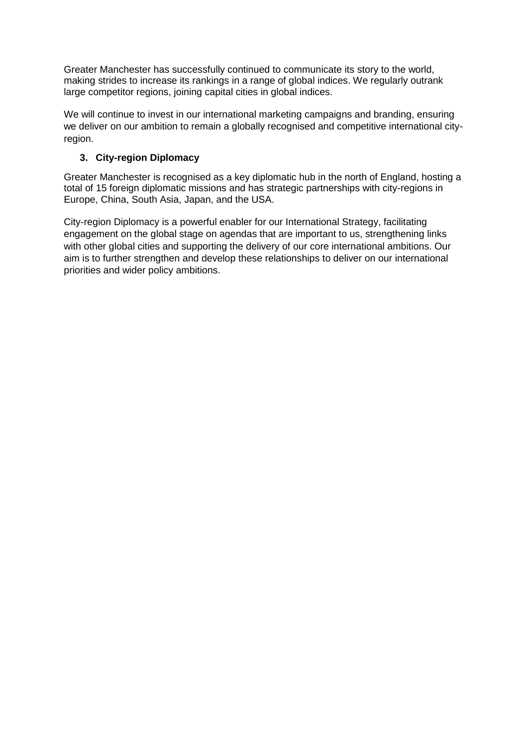Greater Manchester has successfully continued to communicate its story to the world, making strides to increase its rankings in a range of global indices. We regularly outrank large competitor regions, joining capital cities in global indices.

We will continue to invest in our international marketing campaigns and branding, ensuring we deliver on our ambition to remain a globally recognised and competitive international city-region.

### 3. City-region Diplomacy

Greater Manchester is recognised as a key diplomatic hub in the north of England, hosting a total of 15 foreign diplomatic missions and has strategic partnerships with city-regions in Europe, China, South Asia, Japan, and the USA.

City-region Diplomacy is a powerful enabler for our International Strategy, facilitating engagement on the global stage on agendas that are important to us, strengthening links with other global cities and supporting the delivery of our core international ambitions. Our aim is to further strengthen and develop these relationships to deliver on our international priorities and wider policy ambitions.